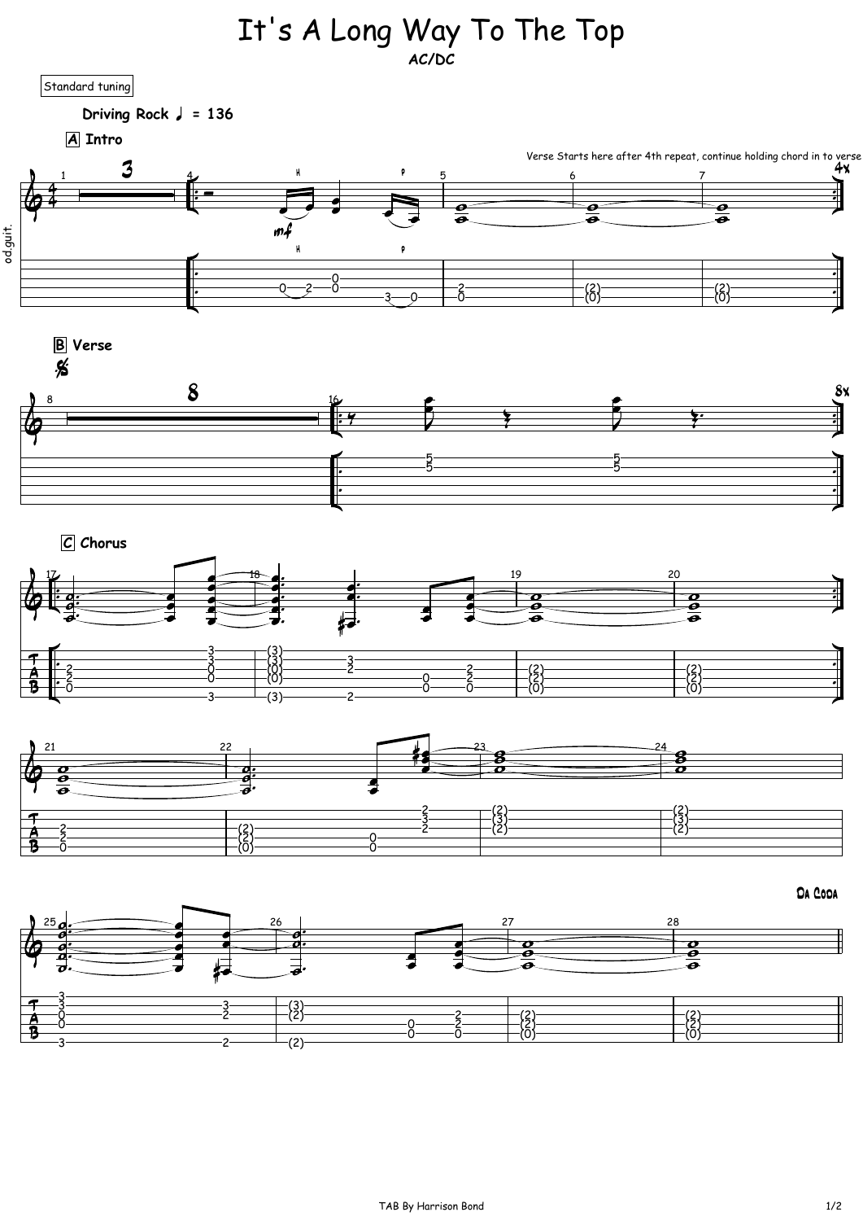# It's A Long Way To The Top

**AC/DC**

Standard tuning

**Driving Rock ♩ = 136**

**A Intro**

Verse Starts here after 4th repeat, continue holding chord in to verse

**B Verse**

**C Chorus**

Da Coda

TAB By Harrison Bond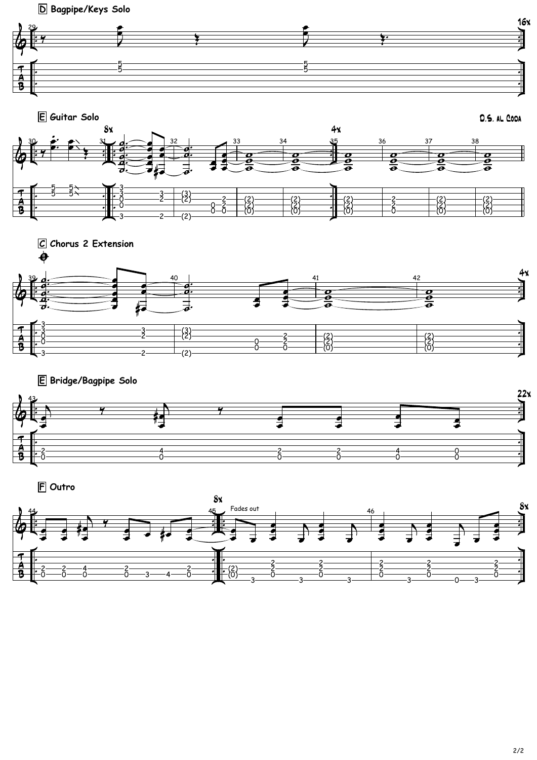D Bagpipe/Keys Solo

16x

E Guitar Solo

8x

4x

D.S. al Coda

C Chorus 2 Extension

4x

E Bridge/Bagpipe Solo

22x

F Outro

8x

Fades out

8x